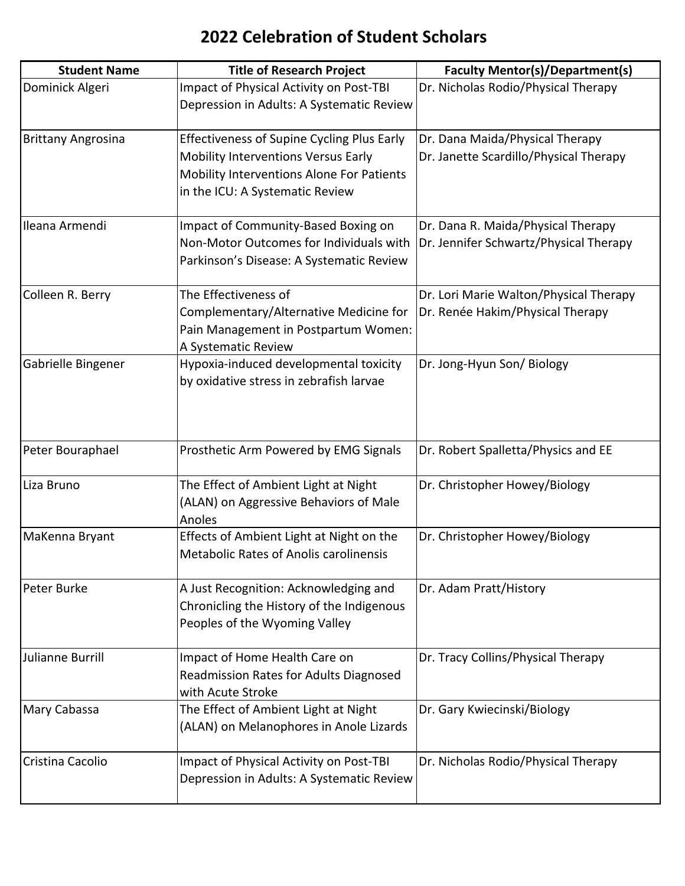# 2022 Celebration of Student Scholars

| Student Name | Title of Research Project | Faculty Mentor(s)/Department(s) |
|---|---|---|
| Dominick Algeri | Impact of Physical Activity on Post-TBI Depression in Adults: A Systematic Review | Dr. Nicholas Rodio/Physical Therapy |
| Brittany Angrosina | Effectiveness of Supine Cycling Plus Early Mobility Interventions Versus Early Mobility Interventions Alone For Patients in the ICU: A Systematic Review | Dr. Dana Maida/Physical Therapy<br>Dr. Janette Scardillo/Physical Therapy |
| Ileana Armendi | Impact of Community-Based Boxing on Non-Motor Outcomes for Individuals with Parkinson's Disease: A Systematic Review | Dr. Dana R. Maida/Physical Therapy<br>Dr. Jennifer Schwartz/Physical Therapy |
| Colleen R. Berry | The Effectiveness of Complementary/Alternative Medicine for Pain Management in Postpartum Women: A Systematic Review | Dr. Lori Marie Walton/Physical Therapy<br>Dr. Renée Hakim/Physical Therapy |
| Gabrielle Bingener | Hypoxia-induced developmental toxicity by oxidative stress in zebrafish larvae | Dr. Jong-Hyun Son/ Biology |
| Peter Bouraphael | Prosthetic Arm Powered by EMG Signals | Dr. Robert Spalletta/Physics and EE |
| Liza Bruno | The Effect of Ambient Light at Night (ALAN) on Aggressive Behaviors of Male Anoles | Dr. Christopher Howey/Biology |
| MaKenna Bryant | Effects of Ambient Light at Night on the Metabolic Rates of Anolis carolinensis | Dr. Christopher Howey/Biology |
| Peter Burke | A Just Recognition: Acknowledging and Chronicling the History of the Indigenous Peoples of the Wyoming Valley | Dr. Adam Pratt/History |
| Julianne Burrill | Impact of Home Health Care on Readmission Rates for Adults Diagnosed with Acute Stroke | Dr. Tracy Collins/Physical Therapy |
| Mary Cabassa | The Effect of Ambient Light at Night (ALAN) on Melanophores in Anole Lizards | Dr. Gary Kwiecinski/Biology |
| Cristina Cacolio | Impact of Physical Activity on Post-TBI Depression in Adults: A Systematic Review | Dr. Nicholas Rodio/Physical Therapy |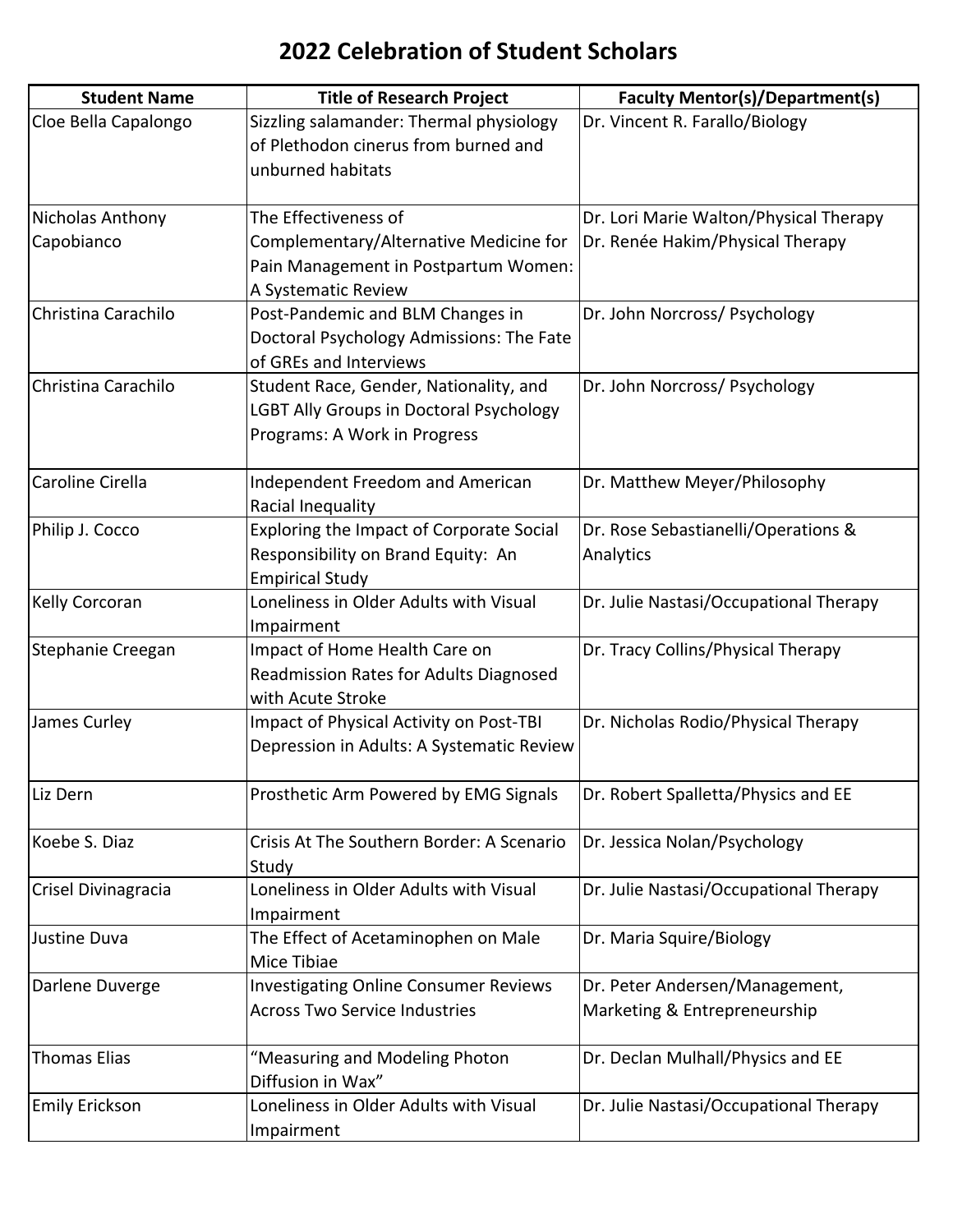# 2022 Celebration of Student Scholars

| Student Name | Title of Research Project | Faculty Mentor(s)/Department(s) |
| --- | --- | --- |
| Cloe Bella Capalongo | Sizzling salamander: Thermal physiology of Plethodon cinerus from burned and unburned habitats | Dr. Vincent R. Farallo/Biology |
| Nicholas Anthony Capobianco | The Effectiveness of Complementary/Alternative Medicine for Pain Management in Postpartum Women: A Systematic Review | Dr. Lori Marie Walton/Physical Therapy<br>Dr. Renée Hakim/Physical Therapy |
| Christina Carachilo | Post-Pandemic and BLM Changes in Doctoral Psychology Admissions: The Fate of GREs and Interviews | Dr. John Norcross/ Psychology |
| Christina Carachilo | Student Race, Gender, Nationality, and LGBT Ally Groups in Doctoral Psychology Programs: A Work in Progress | Dr. John Norcross/ Psychology |
| Caroline Cirella | Independent Freedom and American Racial Inequality | Dr. Matthew Meyer/Philosophy |
| Philip J. Cocco | Exploring the Impact of Corporate Social Responsibility on Brand Equity: An Empirical Study | Dr. Rose Sebastianelli/Operations & Analytics |
| Kelly Corcoran | Loneliness in Older Adults with Visual Impairment | Dr. Julie Nastasi/Occupational Therapy |
| Stephanie Creegan | Impact of Home Health Care on Readmission Rates for Adults Diagnosed with Acute Stroke | Dr. Tracy Collins/Physical Therapy |
| James Curley | Impact of Physical Activity on Post-TBI Depression in Adults: A Systematic Review | Dr. Nicholas Rodio/Physical Therapy |
| Liz Dern | Prosthetic Arm Powered by EMG Signals | Dr. Robert Spalletta/Physics and EE |
| Koebe S. Diaz | Crisis At The Southern Border: A Scenario Study | Dr. Jessica Nolan/Psychology |
| Crisel Divinagracia | Loneliness in Older Adults with Visual Impairment | Dr. Julie Nastasi/Occupational Therapy |
| Justine Duva | The Effect of Acetaminophen on Male Mice Tibiae | Dr. Maria Squire/Biology |
| Darlene Duverge | Investigating Online Consumer Reviews Across Two Service Industries | Dr. Peter Andersen/Management, Marketing & Entrepreneurship |
| Thomas Elias | "Measuring and Modeling Photon Diffusion in Wax" | Dr. Declan Mulhall/Physics and EE |
| Emily Erickson | Loneliness in Older Adults with Visual Impairment | Dr. Julie Nastasi/Occupational Therapy |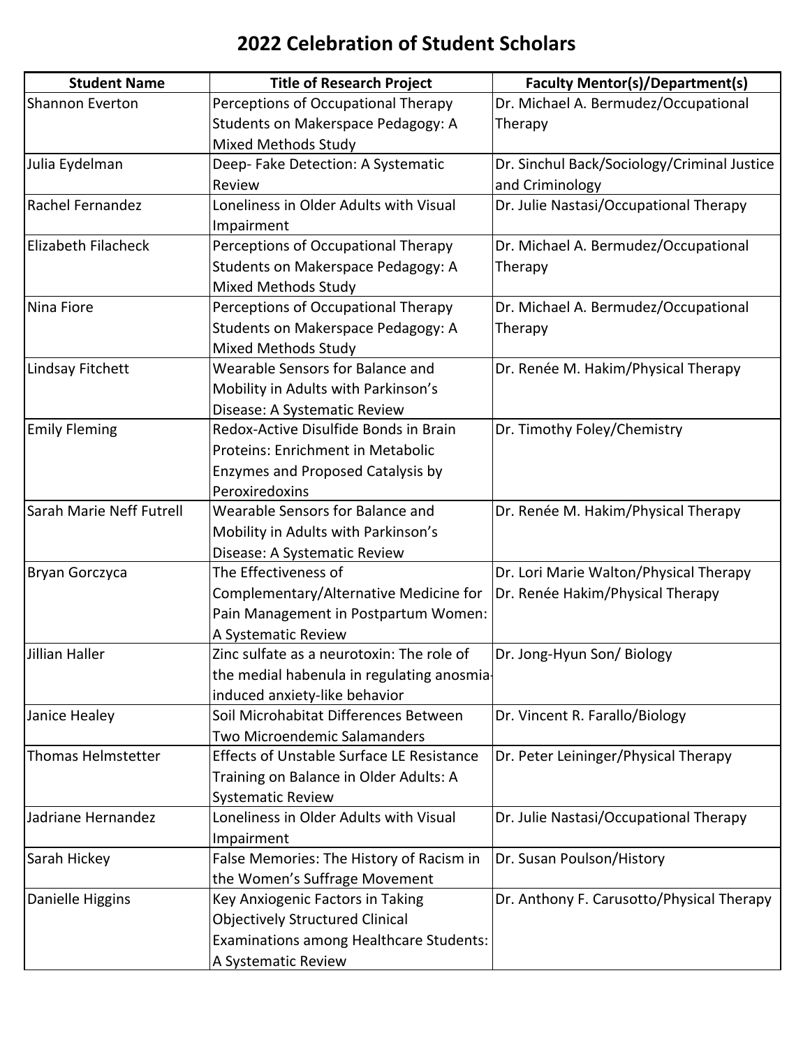# 2022 Celebration of Student Scholars

| Student Name | Title of Research Project | Faculty Mentor(s)/Department(s) |
| --- | --- | --- |
| Shannon Everton | Perceptions of Occupational Therapy Students on Makerspace Pedagogy: A Mixed Methods Study | Dr. Michael A. Bermudez/Occupational Therapy |
| Julia Eydelman | Deep- Fake Detection: A Systematic Review | Dr. Sinchul Back/Sociology/Criminal Justice and Criminology |
| Rachel Fernandez | Loneliness in Older Adults with Visual Impairment | Dr. Julie Nastasi/Occupational Therapy |
| Elizabeth Filacheck | Perceptions of Occupational Therapy Students on Makerspace Pedagogy: A Mixed Methods Study | Dr. Michael A. Bermudez/Occupational Therapy |
| Nina Fiore | Perceptions of Occupational Therapy Students on Makerspace Pedagogy: A Mixed Methods Study | Dr. Michael A. Bermudez/Occupational Therapy |
| Lindsay Fitchett | Wearable Sensors for Balance and Mobility in Adults with Parkinson's Disease: A Systematic Review | Dr. Renée M. Hakim/Physical Therapy |
| Emily Fleming | Redox-Active Disulfide Bonds in Brain Proteins: Enrichment in Metabolic Enzymes and Proposed Catalysis by Peroxiredoxins | Dr. Timothy Foley/Chemistry |
| Sarah Marie Neff Futrell | Wearable Sensors for Balance and Mobility in Adults with Parkinson's Disease: A Systematic Review | Dr. Renée M. Hakim/Physical Therapy |
| Bryan Gorczyca | The Effectiveness of Complementary/Alternative Medicine for Pain Management in Postpartum Women: A Systematic Review | Dr. Lori Marie Walton/Physical Therapy<br>Dr. Renée Hakim/Physical Therapy |
| Jillian Haller | Zinc sulfate as a neurotoxin: The role of the medial habenula in regulating anosmia-induced anxiety-like behavior | Dr. Jong-Hyun Son/ Biology |
| Janice Healey | Soil Microhabitat Differences Between Two Microendemic Salamanders | Dr. Vincent R. Farallo/Biology |
| Thomas Helmstetter | Effects of Unstable Surface LE Resistance Training on Balance in Older Adults: A Systematic Review | Dr. Peter Leininger/Physical Therapy |
| Jadriane Hernandez | Loneliness in Older Adults with Visual Impairment | Dr. Julie Nastasi/Occupational Therapy |
| Sarah Hickey | False Memories: The History of Racism in the Women's Suffrage Movement | Dr. Susan Poulson/History |
| Danielle Higgins | Key Anxiogenic Factors in Taking Objectively Structured Clinical Examinations among Healthcare Students: A Systematic Review | Dr. Anthony F. Carusotto/Physical Therapy |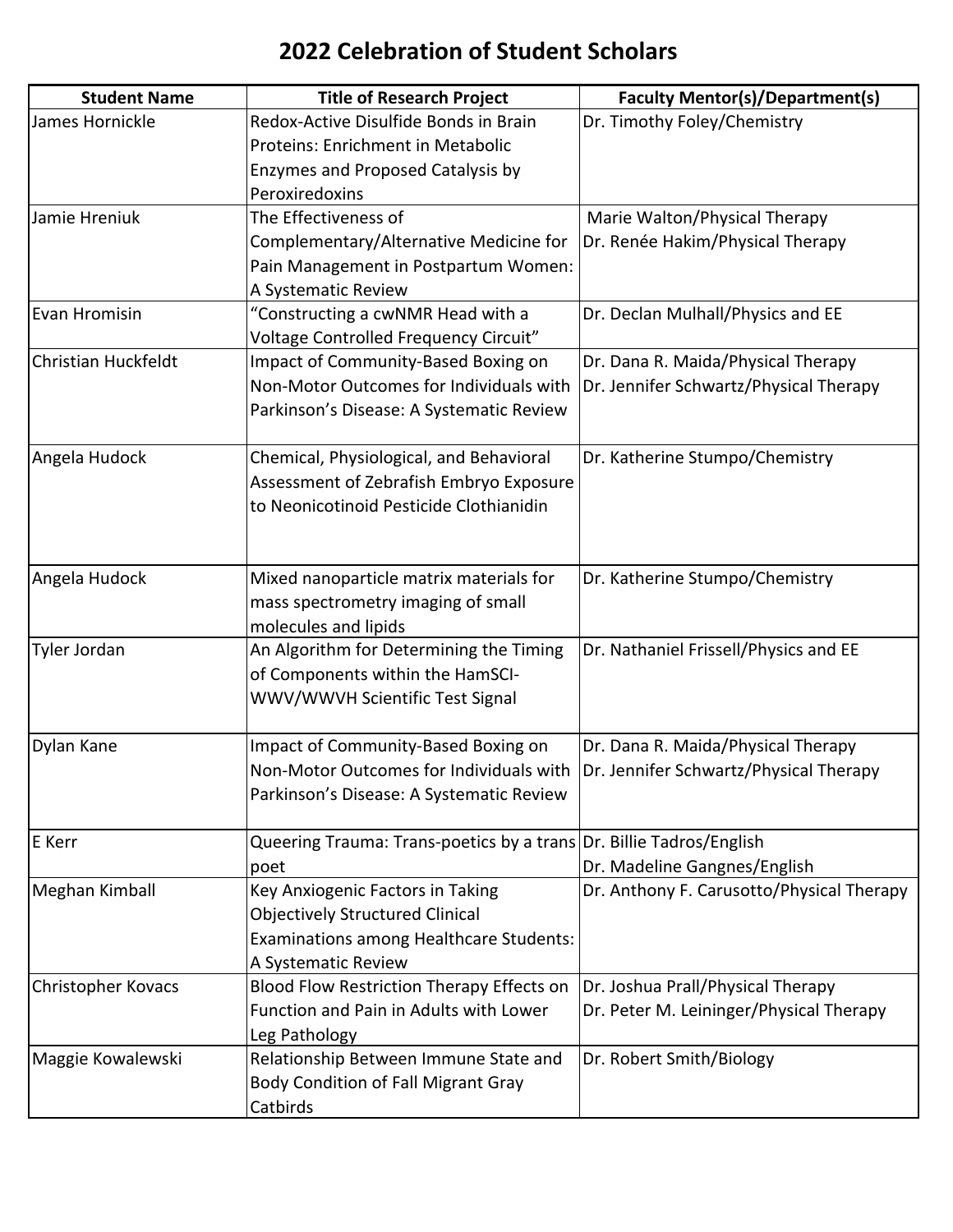# 2022 Celebration of Student Scholars

| Student Name | Title of Research Project | Faculty Mentor(s)/Department(s) |
|---|---|---|
| James Hornickle | Redox-Active Disulfide Bonds in Brain Proteins: Enrichment in Metabolic Enzymes and Proposed Catalysis by Peroxiredoxins | Dr. Timothy Foley/Chemistry |
| Jamie Hreniuk | The Effectiveness of Complementary/Alternative Medicine for Pain Management in Postpartum Women: A Systematic Review | Marie Walton/Physical Therapy<br>Dr. Renée Hakim/Physical Therapy |
| Evan Hromisin | "Constructing a cwNMR Head with a Voltage Controlled Frequency Circuit" | Dr. Declan Mulhall/Physics and EE |
| Christian Huckfeldt | Impact of Community-Based Boxing on Non-Motor Outcomes for Individuals with Parkinson's Disease: A Systematic Review | Dr. Dana R. Maida/Physical Therapy<br>Dr. Jennifer Schwartz/Physical Therapy |
| Angela Hudock | Chemical, Physiological, and Behavioral Assessment of Zebrafish Embryo Exposure to Neonicotinoid Pesticide Clothianidin | Dr. Katherine Stumpo/Chemistry |
| Angela Hudock | Mixed nanoparticle matrix materials for mass spectrometry imaging of small molecules and lipids | Dr. Katherine Stumpo/Chemistry |
| Tyler Jordan | An Algorithm for Determining the Timing of Components within the HamSCI-WWV/WWVH Scientific Test Signal | Dr. Nathaniel Frissell/Physics and EE |
| Dylan Kane | Impact of Community-Based Boxing on Non-Motor Outcomes for Individuals with Parkinson's Disease: A Systematic Review | Dr. Dana R. Maida/Physical Therapy<br>Dr. Jennifer Schwartz/Physical Therapy |
| E Kerr | Queering Trauma: Trans-poetics by a trans poet | Dr. Billie Tadros/English<br>Dr. Madeline Gangnes/English |
| Meghan Kimball | Key Anxiogenic Factors in Taking Objectively Structured Clinical Examinations among Healthcare Students: A Systematic Review | Dr. Anthony F. Carusotto/Physical Therapy |
| Christopher Kovacs | Blood Flow Restriction Therapy Effects on Function and Pain in Adults with Lower Leg Pathology | Dr. Joshua Prall/Physical Therapy<br>Dr. Peter M. Leininger/Physical Therapy |
| Maggie Kowalewski | Relationship Between Immune State and Body Condition of Fall Migrant Gray Catbirds | Dr. Robert Smith/Biology |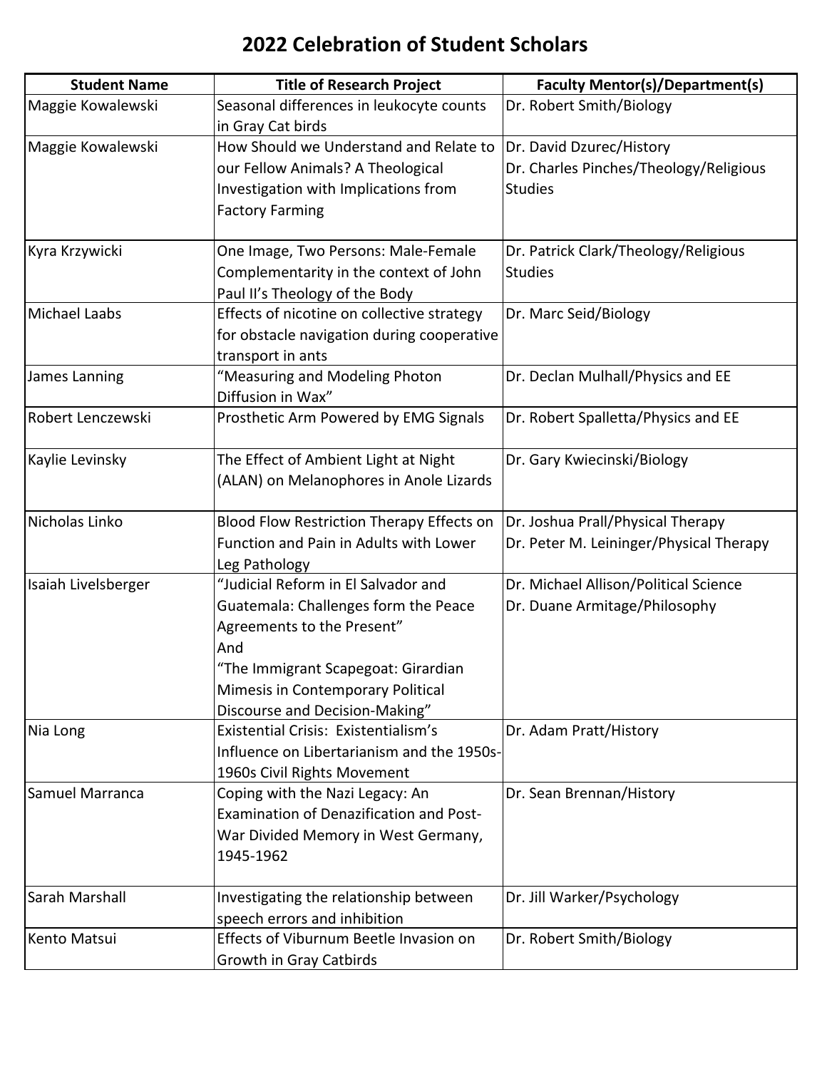# 2022 Celebration of Student Scholars

| Student Name | Title of Research Project | Faculty Mentor(s)/Department(s) |
| --- | --- | --- |
| Maggie Kowalewski | Seasonal differences in leukocyte counts in Gray Cat birds | Dr. Robert Smith/Biology |
| Maggie Kowalewski | How Should we Understand and Relate to our Fellow Animals? A Theological Investigation with Implications from Factory Farming | Dr. David Dzurec/History<br>Dr. Charles Pinches/Theology/Religious Studies |
| Kyra Krzywicki | One Image, Two Persons: Male-Female Complementarity in the context of John Paul II's Theology of the Body | Dr. Patrick Clark/Theology/Religious Studies |
| Michael Laabs | Effects of nicotine on collective strategy for obstacle navigation during cooperative transport in ants | Dr. Marc Seid/Biology |
| James Lanning | "Measuring and Modeling Photon Diffusion in Wax" | Dr. Declan Mulhall/Physics and EE |
| Robert Lenczewski | Prosthetic Arm Powered by EMG Signals | Dr. Robert Spalletta/Physics and EE |
| Kaylie Levinsky | The Effect of Ambient Light at Night (ALAN) on Melanophores in Anole Lizards | Dr. Gary Kwiecinski/Biology |
| Nicholas Linko | Blood Flow Restriction Therapy Effects on Function and Pain in Adults with Lower Leg Pathology | Dr. Joshua Prall/Physical Therapy<br>Dr. Peter M. Leininger/Physical Therapy |
| Isaiah Livelsberger | "Judicial Reform in El Salvador and Guatemala: Challenges form the Peace Agreements to the Present"<br>And<br>"The Immigrant Scapegoat: Girardian Mimesis in Contemporary Political Discourse and Decision-Making" | Dr. Michael Allison/Political Science<br>Dr. Duane Armitage/Philosophy |
| Nia Long | Existential Crisis: Existentialism's Influence on Libertarianism and the 1950s-1960s Civil Rights Movement | Dr. Adam Pratt/History |
| Samuel Marranca | Coping with the Nazi Legacy: An Examination of Denazification and Post-War Divided Memory in West Germany, 1945-1962 | Dr. Sean Brennan/History |
| Sarah Marshall | Investigating the relationship between speech errors and inhibition | Dr. Jill Warker/Psychology |
| Kento Matsui | Effects of Viburnum Beetle Invasion on Growth in Gray Catbirds | Dr. Robert Smith/Biology |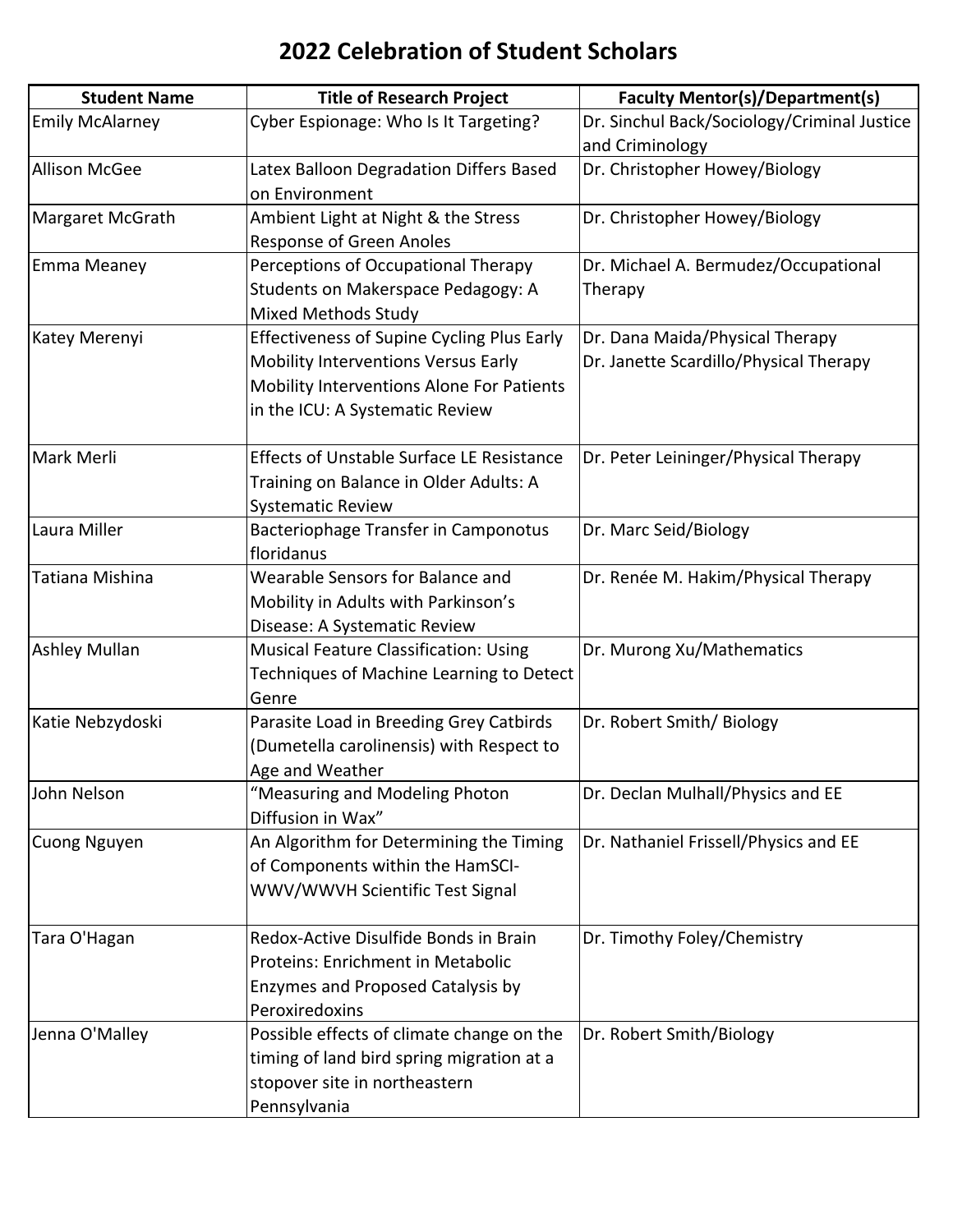# 2022 Celebration of Student Scholars

| Student Name | Title of Research Project | Faculty Mentor(s)/Department(s) |
|---|---|---|
| Emily McAlarney | Cyber Espionage: Who Is It Targeting? | Dr. Sinchul Back/Sociology/Criminal Justice and Criminology |
| Allison McGee | Latex Balloon Degradation Differs Based on Environment | Dr. Christopher Howey/Biology |
| Margaret McGrath | Ambient Light at Night & the Stress Response of Green Anoles | Dr. Christopher Howey/Biology |
| Emma Meaney | Perceptions of Occupational Therapy Students on Makerspace Pedagogy: A Mixed Methods Study | Dr. Michael A. Bermudez/Occupational Therapy |
| Katey Merenyi | Effectiveness of Supine Cycling Plus Early Mobility Interventions Versus Early Mobility Interventions Alone For Patients in the ICU: A Systematic Review | Dr. Dana Maida/Physical Therapy<br>Dr. Janette Scardillo/Physical Therapy |
| Mark Merli | Effects of Unstable Surface LE Resistance Training on Balance in Older Adults: A Systematic Review | Dr. Peter Leininger/Physical Therapy |
| Laura Miller | Bacteriophage Transfer in Camponotus floridanus | Dr. Marc Seid/Biology |
| Tatiana Mishina | Wearable Sensors for Balance and Mobility in Adults with Parkinson's Disease: A Systematic Review | Dr. Renée M. Hakim/Physical Therapy |
| Ashley Mullan | Musical Feature Classification: Using Techniques of Machine Learning to Detect Genre | Dr. Murong Xu/Mathematics |
| Katie Nebzydoski | Parasite Load in Breeding Grey Catbirds (Dumetella carolinensis) with Respect to Age and Weather | Dr. Robert Smith/ Biology |
| John Nelson | "Measuring and Modeling Photon Diffusion in Wax" | Dr. Declan Mulhall/Physics and EE |
| Cuong Nguyen | An Algorithm for Determining the Timing of Components within the HamSCI-WWV/WWVH Scientific Test Signal | Dr. Nathaniel Frissell/Physics and EE |
| Tara O'Hagan | Redox-Active Disulfide Bonds in Brain Proteins: Enrichment in Metabolic Enzymes and Proposed Catalysis by Peroxiredoxins | Dr. Timothy Foley/Chemistry |
| Jenna O'Malley | Possible effects of climate change on the timing of land bird spring migration at a stopover site in northeastern Pennsylvania | Dr. Robert Smith/Biology |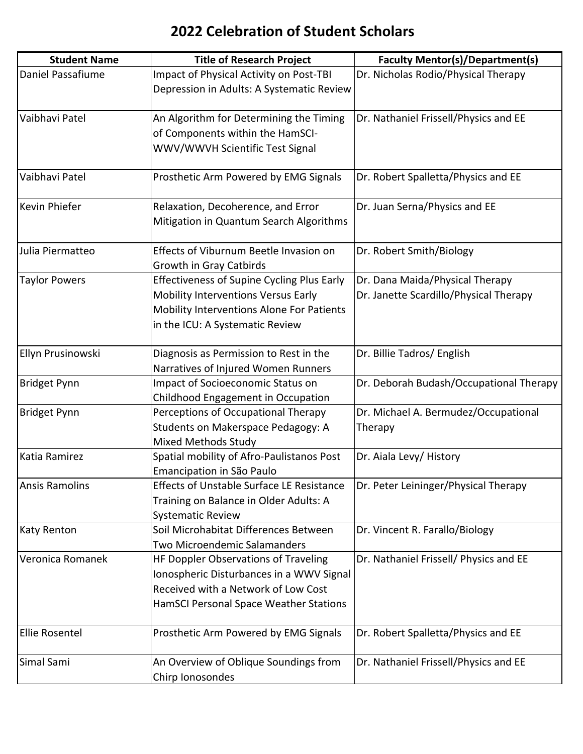# 2022 Celebration of Student Scholars

| Student Name | Title of Research Project | Faculty Mentor(s)/Department(s) |
|---|---|---|
| Daniel Passafiume | Impact of Physical Activity on Post-TBI Depression in Adults: A Systematic Review | Dr. Nicholas Rodio/Physical Therapy |
| Vaibhavi Patel | An Algorithm for Determining the Timing of Components within the HamSCI-WWV/WWVH Scientific Test Signal | Dr. Nathaniel Frissell/Physics and EE |
| Vaibhavi Patel | Prosthetic Arm Powered by EMG Signals | Dr. Robert Spalletta/Physics and EE |
| Kevin Phiefer | Relaxation, Decoherence, and Error Mitigation in Quantum Search Algorithms | Dr. Juan Serna/Physics and EE |
| Julia Piermatteo | Effects of Viburnum Beetle Invasion on Growth in Gray Catbirds | Dr. Robert Smith/Biology |
| Taylor Powers | Effectiveness of Supine Cycling Plus Early Mobility Interventions Versus Early Mobility Interventions Alone For Patients in the ICU: A Systematic Review | Dr. Dana Maida/Physical Therapy<br>Dr. Janette Scardillo/Physical Therapy |
| Ellyn Prusinowski | Diagnosis as Permission to Rest in the Narratives of Injured Women Runners | Dr. Billie Tadros/ English |
| Bridget Pynn | Impact of Socioeconomic Status on Childhood Engagement in Occupation | Dr. Deborah Budash/Occupational Therapy |
| Bridget Pynn | Perceptions of Occupational Therapy Students on Makerspace Pedagogy: A Mixed Methods Study | Dr. Michael A. Bermudez/Occupational Therapy |
| Katia Ramirez | Spatial mobility of Afro-Paulistanos Post Emancipation in São Paulo | Dr. Aiala Levy/ History |
| Ansis Ramolins | Effects of Unstable Surface LE Resistance Training on Balance in Older Adults: A Systematic Review | Dr. Peter Leininger/Physical Therapy |
| Katy Renton | Soil Microhabitat Differences Between Two Microendemic Salamanders | Dr. Vincent R. Farallo/Biology |
| Veronica Romanek | HF Doppler Observations of Traveling Ionospheric Disturbances in a WWV Signal Received with a Network of Low Cost HamSCI Personal Space Weather Stations | Dr. Nathaniel Frissell/ Physics and EE |
| Ellie Rosentel | Prosthetic Arm Powered by EMG Signals | Dr. Robert Spalletta/Physics and EE |
| Simal Sami | An Overview of Oblique Soundings from Chirp Ionosondes | Dr. Nathaniel Frissell/Physics and EE |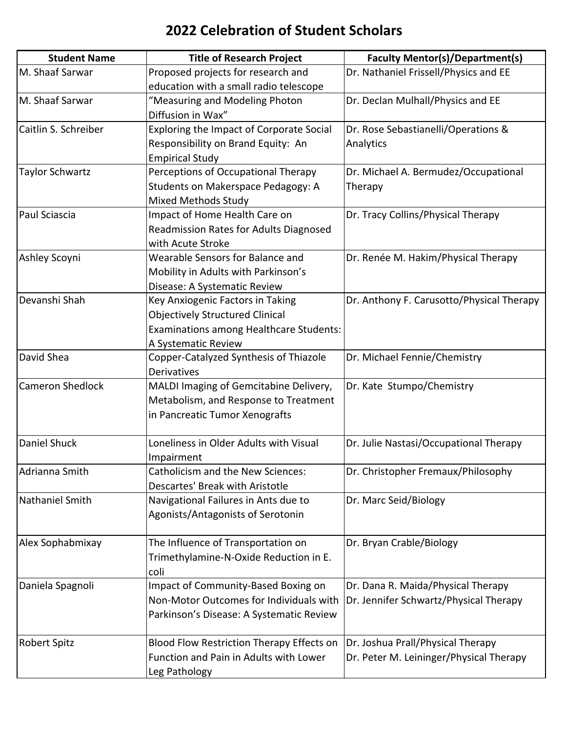# 2022 Celebration of Student Scholars

| Student Name | Title of Research Project | Faculty Mentor(s)/Department(s) |
|---|---|---|
| M. Shaaf Sarwar | Proposed projects for research and education with a small radio telescope | Dr. Nathaniel Frissell/Physics and EE |
| M. Shaaf Sarwar | "Measuring and Modeling Photon Diffusion in Wax" | Dr. Declan Mulhall/Physics and EE |
| Caitlin S. Schreiber | Exploring the Impact of Corporate Social Responsibility on Brand Equity: An Empirical Study | Dr. Rose Sebastianelli/Operations & Analytics |
| Taylor Schwartz | Perceptions of Occupational Therapy Students on Makerspace Pedagogy: A Mixed Methods Study | Dr. Michael A. Bermudez/Occupational Therapy |
| Paul Sciascia | Impact of Home Health Care on Readmission Rates for Adults Diagnosed with Acute Stroke | Dr. Tracy Collins/Physical Therapy |
| Ashley Scoyni | Wearable Sensors for Balance and Mobility in Adults with Parkinson's Disease: A Systematic Review | Dr. Renée M. Hakim/Physical Therapy |
| Devanshi Shah | Key Anxiogenic Factors in Taking Objectively Structured Clinical Examinations among Healthcare Students: A Systematic Review | Dr. Anthony F. Carusotto/Physical Therapy |
| David Shea | Copper-Catalyzed Synthesis of Thiazole Derivatives | Dr. Michael Fennie/Chemistry |
| Cameron Shedlock | MALDI Imaging of Gemcitabine Delivery, Metabolism, and Response to Treatment in Pancreatic Tumor Xenografts | Dr. Kate Stumpo/Chemistry |
| Daniel Shuck | Loneliness in Older Adults with Visual Impairment | Dr. Julie Nastasi/Occupational Therapy |
| Adrianna Smith | Catholicism and the New Sciences: Descartes' Break with Aristotle | Dr. Christopher Fremaux/Philosophy |
| Nathaniel Smith | Navigational Failures in Ants due to Agonists/Antagonists of Serotonin | Dr. Marc Seid/Biology |
| Alex Sophabmixay | The Influence of Transportation on Trimethylamine-N-Oxide Reduction in E. coli | Dr. Bryan Crable/Biology |
| Daniela Spagnoli | Impact of Community-Based Boxing on Non-Motor Outcomes for Individuals with Parkinson's Disease: A Systematic Review | Dr. Dana R. Maida/Physical Therapy<br>Dr. Jennifer Schwartz/Physical Therapy |
| Robert Spitz | Blood Flow Restriction Therapy Effects on Function and Pain in Adults with Lower Leg Pathology | Dr. Joshua Prall/Physical Therapy<br>Dr. Peter M. Leininger/Physical Therapy |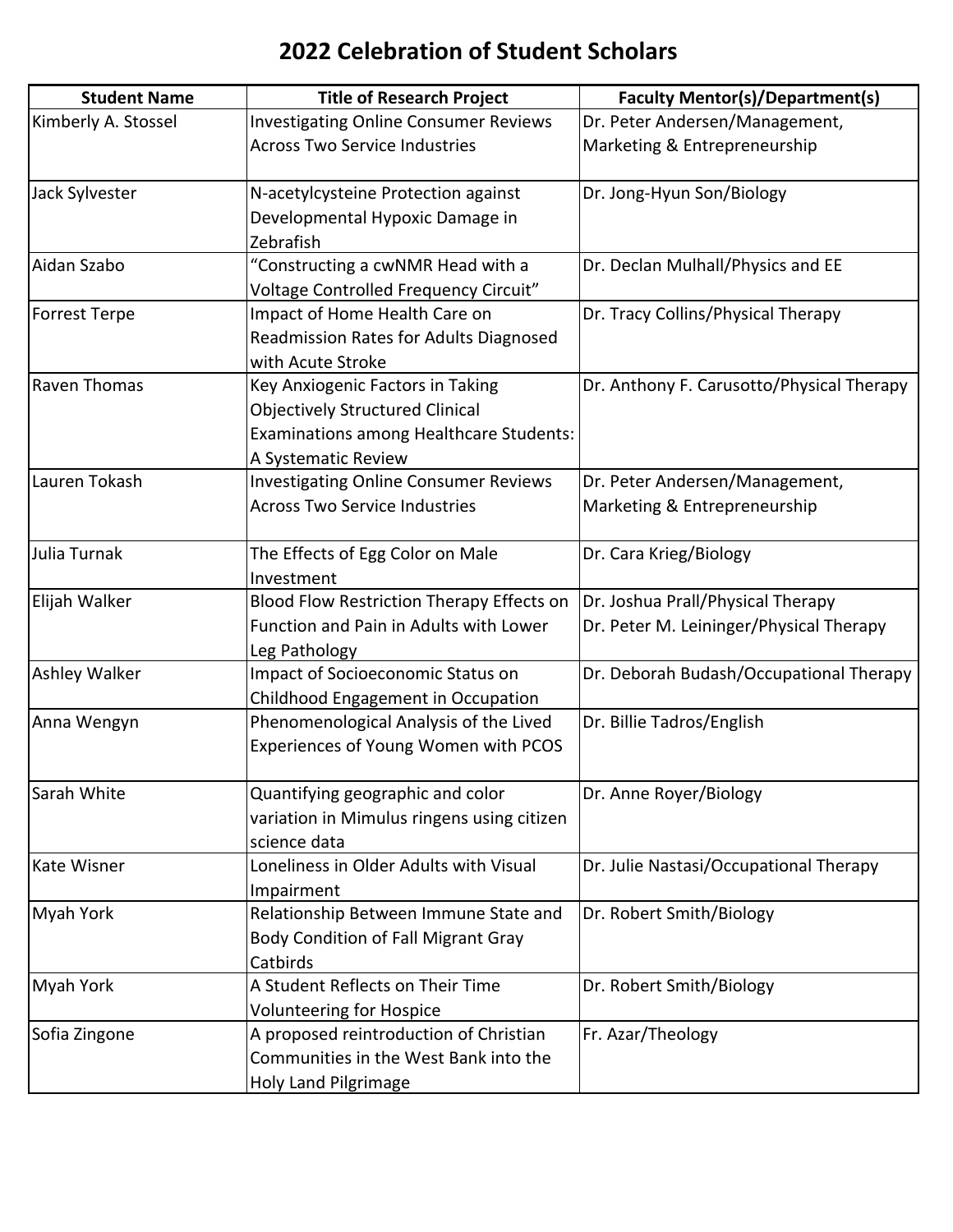# 2022 Celebration of Student Scholars

| Student Name | Title of Research Project | Faculty Mentor(s)/Department(s) |
| --- | --- | --- |
| Kimberly A. Stossel | Investigating Online Consumer Reviews Across Two Service Industries | Dr. Peter Andersen/Management, Marketing & Entrepreneurship |
| Jack Sylvester | N-acetylcysteine Protection against Developmental Hypoxic Damage in Zebrafish | Dr. Jong-Hyun Son/Biology |
| Aidan Szabo | "Constructing a cwNMR Head with a Voltage Controlled Frequency Circuit" | Dr. Declan Mulhall/Physics and EE |
| Forrest Terpe | Impact of Home Health Care on Readmission Rates for Adults Diagnosed with Acute Stroke | Dr. Tracy Collins/Physical Therapy |
| Raven Thomas | Key Anxiogenic Factors in Taking Objectively Structured Clinical Examinations among Healthcare Students: A Systematic Review | Dr. Anthony F. Carusotto/Physical Therapy |
| Lauren Tokash | Investigating Online Consumer Reviews Across Two Service Industries | Dr. Peter Andersen/Management, Marketing & Entrepreneurship |
| Julia Turnak | The Effects of Egg Color on Male Investment | Dr. Cara Krieg/Biology |
| Elijah Walker | Blood Flow Restriction Therapy Effects on Function and Pain in Adults with Lower Leg Pathology | Dr. Joshua Prall/Physical Therapy<br>Dr. Peter M. Leininger/Physical Therapy |
| Ashley Walker | Impact of Socioeconomic Status on Childhood Engagement in Occupation | Dr. Deborah Budash/Occupational Therapy |
| Anna Wengyn | Phenomenological Analysis of the Lived Experiences of Young Women with PCOS | Dr. Billie Tadros/English |
| Sarah White | Quantifying geographic and color variation in Mimulus ringens using citizen science data | Dr. Anne Royer/Biology |
| Kate Wisner | Loneliness in Older Adults with Visual Impairment | Dr. Julie Nastasi/Occupational Therapy |
| Myah York | Relationship Between Immune State and Body Condition of Fall Migrant Gray Catbirds | Dr. Robert Smith/Biology |
| Myah York | A Student Reflects on Their Time Volunteering for Hospice | Dr. Robert Smith/Biology |
| Sofia Zingone | A proposed reintroduction of Christian Communities in the West Bank into the Holy Land Pilgrimage | Fr. Azar/Theology |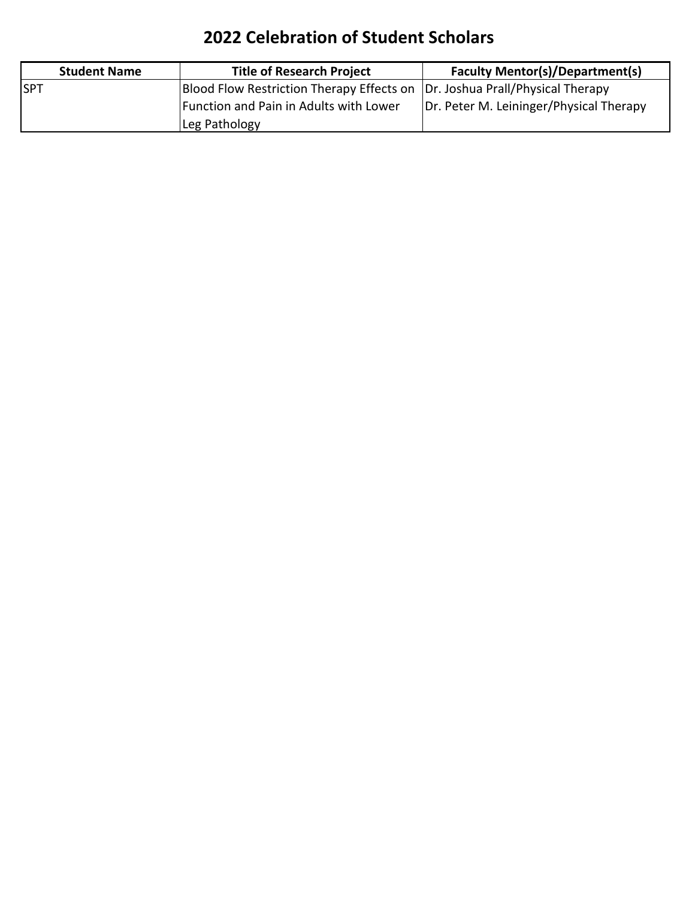# 2022 Celebration of Student Scholars

| Student Name | Title of Research Project | Faculty Mentor(s)/Department(s) |
|---|---|---|
| SPT | Blood Flow Restriction Therapy Effects on Function and Pain in Adults with Lower Leg Pathology | Dr. Joshua Prall/Physical Therapy<br>Dr. Peter M. Leininger/Physical Therapy |